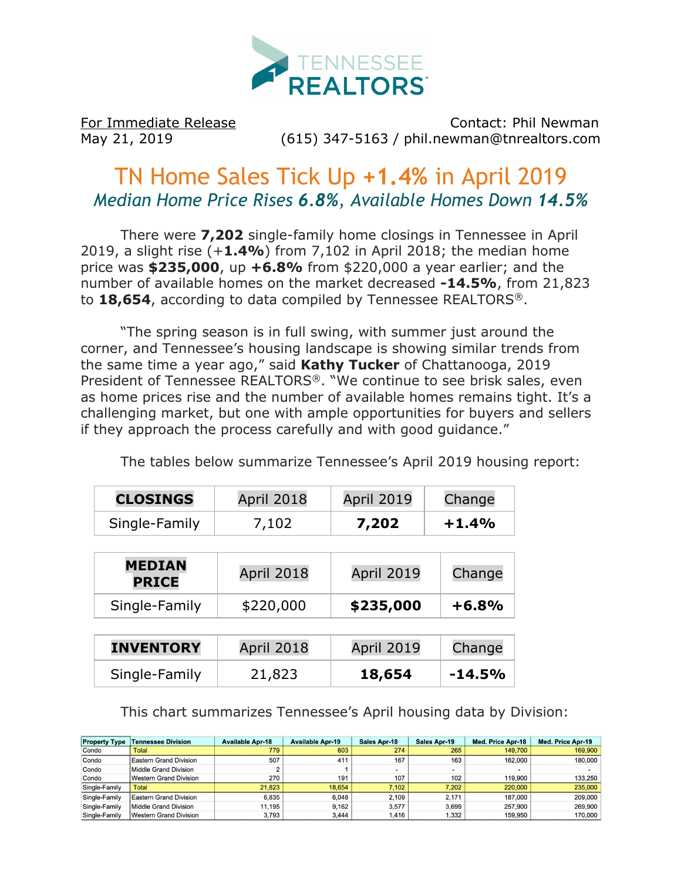TENNESSEE REALTORS®

For Immediate Release
May 21, 2019

Contact: Phil Newman
(615) 347-5163 / phil.newman@tnrealtors.com

# TN Home Sales Tick Up +1.4% in April 2019

## *Median Home Price Rises 6.8%, Available Homes Down 14.5%*

There were **7,202** single-family home closings in Tennessee in April 2019, a slight rise (+**1.4%**) from 7,102 in April 2018; the median home price was **$235,000**, up **+6.8%** from $220,000 a year earlier; and the number of available homes on the market decreased **-14.5%**, from 21,823 to **18,654**, according to data compiled by Tennessee REALTORS®.

"The spring season is in full swing, with summer just around the corner, and Tennessee's housing landscape is showing similar trends from the same time a year ago," said **Kathy Tucker** of Chattanooga, 2019 President of Tennessee REALTORS®. "We continue to see brisk sales, even as home prices rise and the number of available homes remains tight. It's a challenging market, but one with ample opportunities for buyers and sellers if they approach the process carefully and with good guidance."

The tables below summarize Tennessee's April 2019 housing report:

| CLOSINGS | April 2018 | April 2019 | Change |
|---|---|---|---|
| Single-Family | 7,102 | **7,202** | **+1.4%** |

| MEDIAN PRICE | April 2018 | April 2019 | Change |
|---|---|---|---|
| Single-Family | $220,000 | **$235,000** | **+6.8%** |

| INVENTORY | April 2018 | April 2019 | Change |
|---|---|---|---|
| Single-Family | 21,823 | **18,654** | **-14.5%** |

This chart summarizes Tennessee's April housing data by Division:

| Property Type | Tennessee Division | Available Apr-18 | Available Apr-19 | Sales Apr-18 | Sales Apr-19 | Med. Price Apr-18 | Med. Price Apr-19 |
|---|---|---|---|---|---|---|---|
| Condo | Total | 779 | 603 | 274 | 265 | 149,700 | 169,900 |
| Condo | Eastern Grand Division | 507 | 411 | 167 | 163 | 162,000 | 180,000 |
| Condo | Middle Grand Division | 2 | 1 | - | - | - | - |
| Condo | Western Grand Division | 270 | 191 | 107 | 102 | 119,900 | 133,250 |
| Single-Family | Total | 21,823 | 18,654 | 7,102 | 7,202 | 220,000 | 235,000 |
| Single-Family | Eastern Grand Division | 6,835 | 6,048 | 2,109 | 2,171 | 187,000 | 209,000 |
| Single-Family | Middle Grand Division | 11,195 | 9,162 | 3,577 | 3,699 | 257,900 | 269,900 |
| Single-Family | Western Grand Division | 3,793 | 3,444 | 1,416 | 1,332 | 159,950 | 170,000 |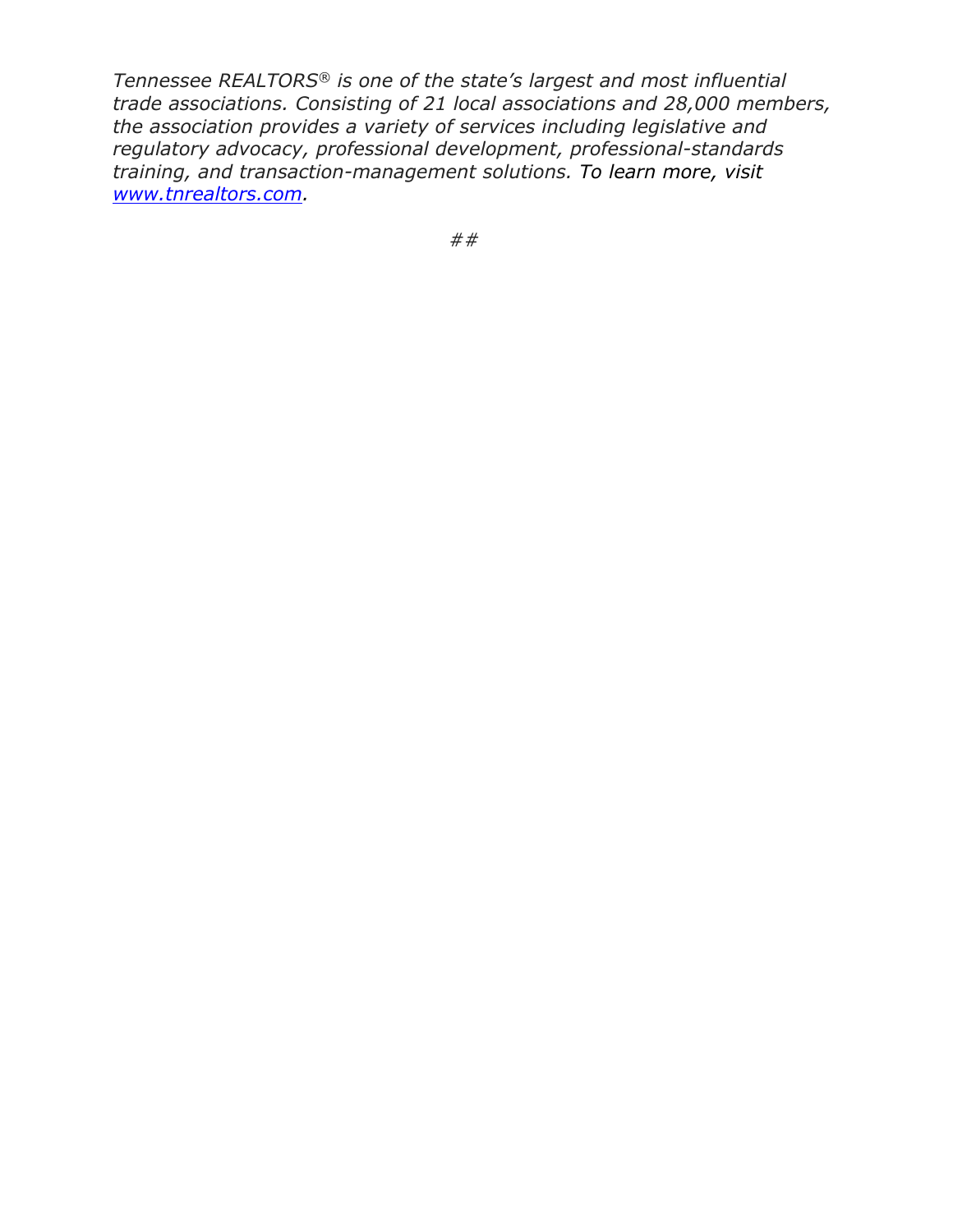*Tennessee REALTORS® is one of the state's largest and most influential trade associations. Consisting of 21 local associations and 28,000 members, the association provides a variety of services including legislative and regulatory advocacy, professional development, professional-standards training, and transaction-management solutions. To learn more, visit [www.tnrealtors.com](http://www.tnrealtors.com).*

*##*